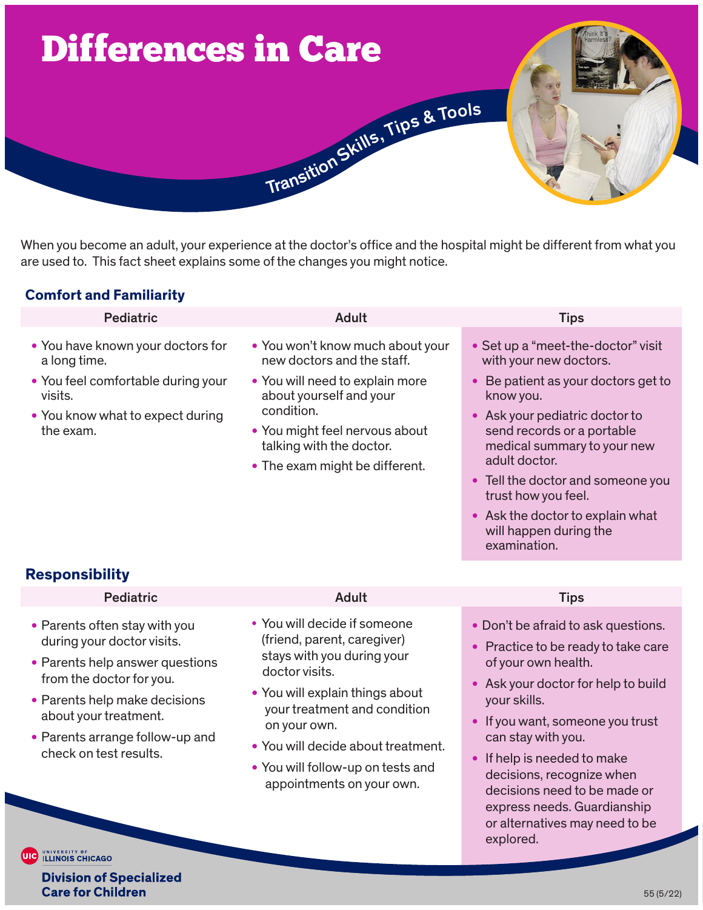# Differences in Care

Transition Skills, Tips & Tools

When you become an adult, your experience at the doctor's office and the hospital might be different from what you are used to. This fact sheet explains some of the changes you might notice.

## Comfort and Familiarity

| Pediatric | Adult | Tips |
|---|---|---|
| • You have known your doctors for a long time.<br>• You feel comfortable during your visits.<br>• You know what to expect during the exam. | • You won't know much about your new doctors and the staff.<br>• You will need to explain more about yourself and your condition.<br>• You might feel nervous about talking with the doctor.<br>• The exam might be different. | • Set up a "meet-the-doctor" visit with your new doctors.<br>• Be patient as your doctors get to know you.<br>• Ask your pediatric doctor to send records or a portable medical summary to your new adult doctor.<br>• Tell the doctor and someone you trust how you feel.<br>• Ask the doctor to explain what will happen during the examination. |

## Responsibility

| Pediatric | Adult | Tips |
|---|---|---|
| • Parents often stay with you during your doctor visits.<br>• Parents help answer questions from the doctor for you.<br>• Parents help make decisions about your treatment.<br>• Parents arrange follow-up and check on test results. | • You will decide if someone (friend, parent, caregiver) stays with you during your doctor visits.<br>• You will explain things about your treatment and condition on your own.<br>• You will decide about treatment.<br>• You will follow-up on tests and appointments on your own. | • Don't be afraid to ask questions.<br>• Practice to be ready to take care of your own health.<br>• Ask your doctor for help to build your skills.<br>• If you want, someone you trust can stay with you.<br>• If help is needed to make decisions, recognize when decisions need to be made or express needs. Guardianship or alternatives may need to be explored. |

UIC University of Illinois Chicago
Division of Specialized Care for Children

55 (5/22)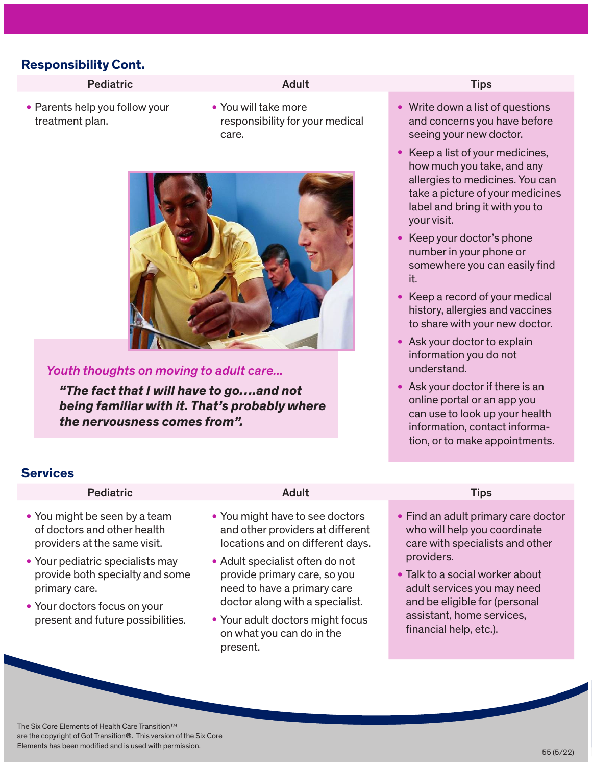## Responsibility Cont.

| Pediatric | Adult | Tips |
|---|---|---|
| • Parents help you follow your treatment plan. | • You will take more responsibility for your medical care. | • Write down a list of questions and concerns you have before seeing your new doctor.<br>• Keep a list of your medicines, how much you take, and any allergies to medicines. You can take a picture of your medicines label and bring it with you to your visit.<br>• Keep your doctor's phone number in your phone or somewhere you can easily find it.<br>• Keep a record of your medical history, allergies and vaccines to share with your new doctor.<br>• Ask your doctor to explain information you do not understand.<br>• Ask your doctor if there is an online portal or an app you can use to look up your health information, contact information, or to make appointments. |

*Youth thoughts on moving to adult care...*

***"The fact that I will have to go….and not being familiar with it. That's probably where the nervousness comes from".***

## Services

| Pediatric | Adult | Tips |
|---|---|---|
| • You might be seen by a team of doctors and other health providers at the same visit.<br>• Your pediatric specialists may provide both specialty and some primary care.<br>• Your doctors focus on your present and future possibilities. | • You might have to see doctors and other providers at different locations and on different days.<br>• Adult specialist often do not provide primary care, so you need to have a primary care doctor along with a specialist.<br>• Your adult doctors might focus on what you can do in the present. | • Find an adult primary care doctor who will help you coordinate care with specialists and other providers.<br>• Talk to a social worker about adult services you may need and be eligible for (personal assistant, home services, financial help, etc.). |

The Six Core Elements of Health Care Transition™ are the copyright of Got Transition®. This version of the Six Core Elements has been modified and is used with permission.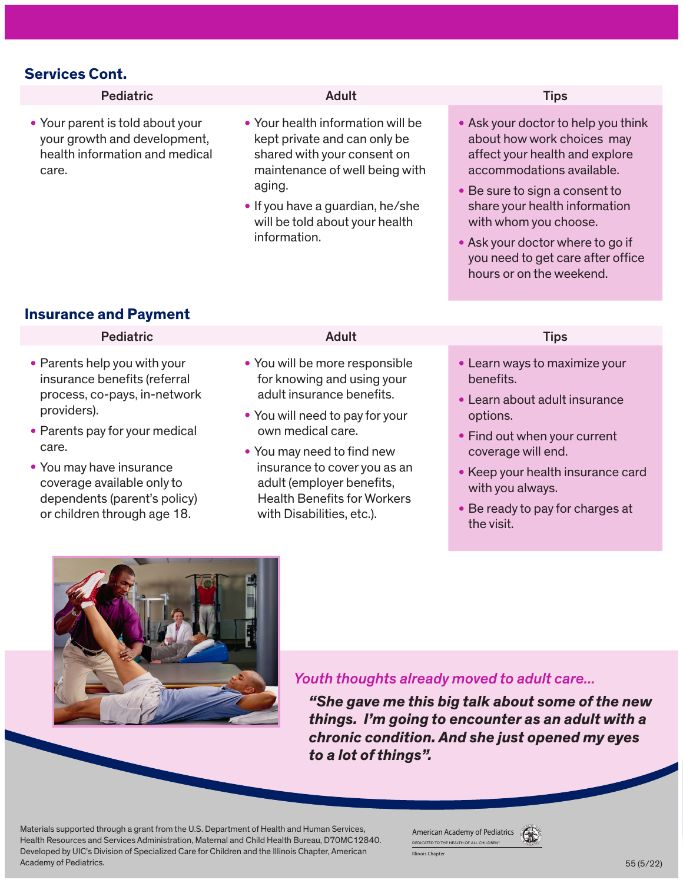## Services Cont.

| Pediatric | Adult | Tips |
|---|---|---|
| • Your parent is told about your your growth and development, health information and medical care. | • Your health information will be kept private and can only be shared with your consent on maintenance of well being with aging.<br>• If you have a guardian, he/she will be told about your health information. | • Ask your doctor to help you think about how work choices may affect your health and explore accommodations available.<br>• Be sure to sign a consent to share your health information with whom you choose.<br>• Ask your doctor where to go if you need to get care after office hours or on the weekend. |

## Insurance and Payment

| Pediatric | Adult | Tips |
|---|---|---|
| • Parents help you with your insurance benefits (referral process, co-pays, in-network providers).<br>• Parents pay for your medical care.<br>• You may have insurance coverage available only to dependents (parent's policy) or children through age 18. | • You will be more responsible for knowing and using your adult insurance benefits.<br>• You will need to pay for your own medical care.<br>• You may need to find new insurance to cover you as an adult (employer benefits, Health Benefits for Workers with Disabilities, etc.). | • Learn ways to maximize your benefits.<br>• Learn about adult insurance options.<br>• Find out when your current coverage will end.<br>• Keep your health insurance card with you always.<br>• Be ready to pay for charges at the visit. |

*Youth thoughts already moved to adult care...*

***"She gave me this big talk about some of the new things. I'm going to encounter as an adult with a chronic condition. And she just opened my eyes to a lot of things".***

Materials supported through a grant from the U.S. Department of Health and Human Services, Health Resources and Services Administration, Maternal and Child Health Bureau, D70MC12840. Developed by UIC's Division of Specialized Care for Children and the Illinois Chapter, American Academy of Pediatrics.

American Academy of Pediatrics
DEDICATED TO THE HEALTH OF ALL CHILDREN™
Illinois Chapter

55 (5/22)